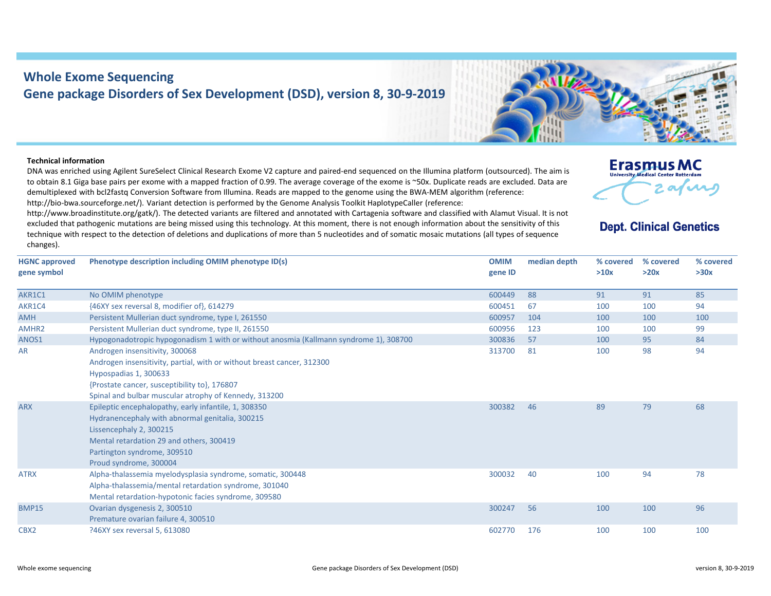# Whole Exome Sequencing

## Gene package Disorders of Sex Development (DSD), version 8, 30-9-2019

**Erasmus MC**
University Medical Center Rotterdam

**Dept. Clinical Genetics**

**Technical information**

DNA was enriched using Agilent SureSelect Clinical Research Exome V2 capture and paired-end sequenced on the Illumina platform (outsourced). The aim is to obtain 8.1 Giga base pairs per exome with a mapped fraction of 0.99. The average coverage of the exome is ~50x. Duplicate reads are excluded. Data are demultiplexed with bcl2fastq Conversion Software from Illumina. Reads are mapped to the genome using the BWA-MEM algorithm (reference: http://bio-bwa.sourceforge.net/). Variant detection is performed by the Genome Analysis Toolkit HaplotypeCaller (reference: http://www.broadinstitute.org/gatk/). The detected variants are filtered and annotated with Cartagenia software and classified with Alamut Visual. It is not excluded that pathogenic mutations are being missed using this technology. At this moment, there is not enough information about the sensitivity of this technique with respect to the detection of deletions and duplications of more than 5 nucleotides and of somatic mosaic mutations (all types of sequence changes).

| HGNC approved gene symbol | Phenotype description including OMIM phenotype ID(s) | OMIM gene ID | median depth | % covered >10x | % covered >20x | % covered >30x |
|---|---|---|---|---|---|---|
| AKR1C1 | No OMIM phenotype | 600449 | 88 | 91 | 91 | 85 |
| AKR1C4 | {46XY sex reversal 8, modifier of}, 614279 | 600451 | 67 | 100 | 100 | 94 |
| AMH | Persistent Mullerian duct syndrome, type I, 261550 | 600957 | 104 | 100 | 100 | 100 |
| AMHR2 | Persistent Mullerian duct syndrome, type II, 261550 | 600956 | 123 | 100 | 100 | 99 |
| ANOS1 | Hypogonadotropic hypogonadism 1 with or without anosmia (Kallmann syndrome 1), 308700 | 300836 | 57 | 100 | 95 | 84 |
| AR | Androgen insensitivity, 300068<br>Androgen insensitivity, partial, with or without breast cancer, 312300<br>Hypospadias 1, 300633<br>{Prostate cancer, susceptibility to}, 176807<br>Spinal and bulbar muscular atrophy of Kennedy, 313200 | 313700 | 81 | 100 | 98 | 94 |
| ARX | Epileptic encephalopathy, early infantile, 1, 308350<br>Hydranencephaly with abnormal genitalia, 300215<br>Lissencephaly 2, 300215<br>Mental retardation 29 and others, 300419<br>Partington syndrome, 309510<br>Proud syndrome, 300004 | 300382 | 46 | 89 | 79 | 68 |
| ATRX | Alpha-thalassemia myelodysplasia syndrome, somatic, 300448<br>Alpha-thalassemia/mental retardation syndrome, 301040<br>Mental retardation-hypotonic facies syndrome, 309580 | 300032 | 40 | 100 | 94 | 78 |
| BMP15 | Ovarian dysgenesis 2, 300510<br>Premature ovarian failure 4, 300510 | 300247 | 56 | 100 | 100 | 96 |
| CBX2 | ?46XY sex reversal 5, 613080 | 602770 | 176 | 100 | 100 | 100 |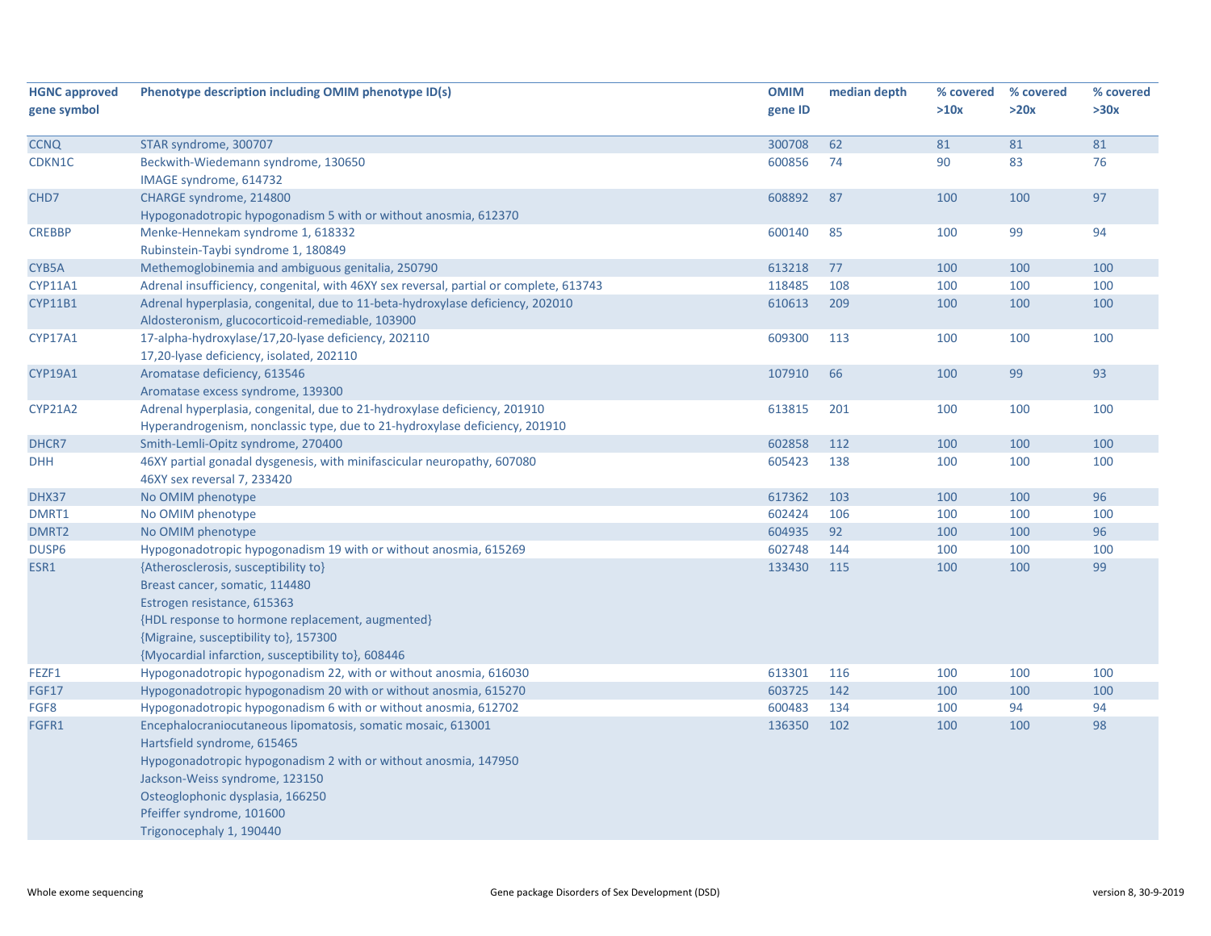| HGNC approved gene symbol | Phenotype description including OMIM phenotype ID(s) | OMIM gene ID | median depth | % covered >10x | % covered >20x | % covered >30x |
|---|---|---|---|---|---|---|
| CCNQ | STAR syndrome, 300707 | 300708 | 62 | 81 | 81 | 81 |
| CDKN1C | Beckwith-Wiedemann syndrome, 130650<br>IMAGE syndrome, 614732 | 600856 | 74 | 90 | 83 | 76 |
| CHD7 | CHARGE syndrome, 214800<br>Hypogonadotropic hypogonadism 5 with or without anosmia, 612370 | 608892 | 87 | 100 | 100 | 97 |
| CREBBP | Menke-Hennekam syndrome 1, 618332<br>Rubinstein-Taybi syndrome 1, 180849 | 600140 | 85 | 100 | 99 | 94 |
| CYB5A | Methemoglobinemia and ambiguous genitalia, 250790 | 613218 | 77 | 100 | 100 | 100 |
| CYP11A1 | Adrenal insufficiency, congenital, with 46XY sex reversal, partial or complete, 613743 | 118485 | 108 | 100 | 100 | 100 |
| CYP11B1 | Adrenal hyperplasia, congenital, due to 11-beta-hydroxylase deficiency, 202010<br>Aldosteronism, glucocorticoid-remediable, 103900 | 610613 | 209 | 100 | 100 | 100 |
| CYP17A1 | 17-alpha-hydroxylase/17,20-lyase deficiency, 202110<br>17,20-lyase deficiency, isolated, 202110 | 609300 | 113 | 100 | 100 | 100 |
| CYP19A1 | Aromatase deficiency, 613546<br>Aromatase excess syndrome, 139300 | 107910 | 66 | 100 | 99 | 93 |
| CYP21A2 | Adrenal hyperplasia, congenital, due to 21-hydroxylase deficiency, 201910<br>Hyperandrogenism, nonclassic type, due to 21-hydroxylase deficiency, 201910 | 613815 | 201 | 100 | 100 | 100 |
| DHCR7 | Smith-Lemli-Opitz syndrome, 270400 | 602858 | 112 | 100 | 100 | 100 |
| DHH | 46XY partial gonadal dysgenesis, with minifascicular neuropathy, 607080<br>46XY sex reversal 7, 233420 | 605423 | 138 | 100 | 100 | 100 |
| DHX37 | No OMIM phenotype | 617362 | 103 | 100 | 100 | 96 |
| DMRT1 | No OMIM phenotype | 602424 | 106 | 100 | 100 | 100 |
| DMRT2 | No OMIM phenotype | 604935 | 92 | 100 | 100 | 96 |
| DUSP6 | Hypogonadotropic hypogonadism 19 with or without anosmia, 615269 | 602748 | 144 | 100 | 100 | 100 |
| ESR1 | {Atherosclerosis, susceptibility to}<br>Breast cancer, somatic, 114480<br>Estrogen resistance, 615363<br>{HDL response to hormone replacement, augmented}<br>{Migraine, susceptibility to}, 157300<br>{Myocardial infarction, susceptibility to}, 608446 | 133430 | 115 | 100 | 100 | 99 |
| FEZF1 | Hypogonadotropic hypogonadism 22, with or without anosmia, 616030 | 613301 | 116 | 100 | 100 | 100 |
| FGF17 | Hypogonadotropic hypogonadism 20 with or without anosmia, 615270 | 603725 | 142 | 100 | 100 | 100 |
| FGF8 | Hypogonadotropic hypogonadism 6 with or without anosmia, 612702 | 600483 | 134 | 100 | 94 | 94 |
| FGFR1 | Encephalocraniocutaneous lipomatosis, somatic mosaic, 613001<br>Hartsfield syndrome, 615465<br>Hypogonadotropic hypogonadism 2 with or without anosmia, 147950<br>Jackson-Weiss syndrome, 123150<br>Osteoglophonic dysplasia, 166250<br>Pfeiffer syndrome, 101600<br>Trigonocephaly 1, 190440 | 136350 | 102 | 100 | 100 | 98 |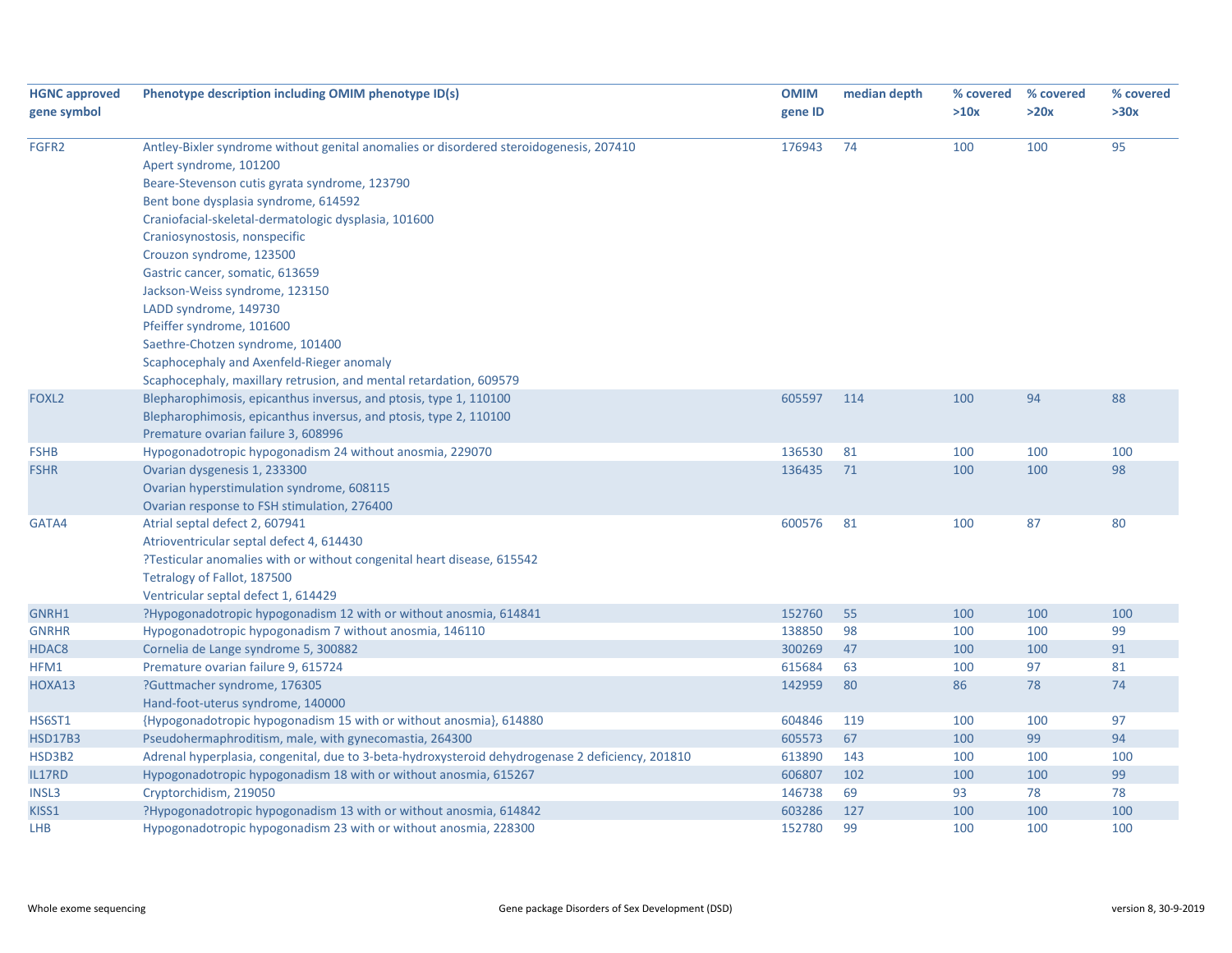| HGNC approved gene symbol | Phenotype description including OMIM phenotype ID(s) | OMIM gene ID | median depth | % covered >10x | % covered >20x | % covered >30x |
|---|---|---|---|---|---|---|
| FGFR2 | Antley-Bixler syndrome without genital anomalies or disordered steroidogenesis, 207410<br>Apert syndrome, 101200<br>Beare-Stevenson cutis gyrata syndrome, 123790<br>Bent bone dysplasia syndrome, 614592<br>Craniofacial-skeletal-dermatologic dysplasia, 101600<br>Craniosynostosis, nonspecific<br>Crouzon syndrome, 123500<br>Gastric cancer, somatic, 613659<br>Jackson-Weiss syndrome, 123150<br>LADD syndrome, 149730<br>Pfeiffer syndrome, 101600<br>Saethre-Chotzen syndrome, 101400<br>Scaphocephaly and Axenfeld-Rieger anomaly<br>Scaphocephaly, maxillary retrusion, and mental retardation, 609579 | 176943 | 74 | 100 | 100 | 95 |
| FOXL2 | Blepharophimosis, epicanthus inversus, and ptosis, type 1, 110100<br>Blepharophimosis, epicanthus inversus, and ptosis, type 2, 110100<br>Premature ovarian failure 3, 608996 | 605597 | 114 | 100 | 94 | 88 |
| FSHB | Hypogonadotropic hypogonadism 24 without anosmia, 229070 | 136530 | 81 | 100 | 100 | 100 |
| FSHR | Ovarian dysgenesis 1, 233300<br>Ovarian hyperstimulation syndrome, 608115<br>Ovarian response to FSH stimulation, 276400 | 136435 | 71 | 100 | 100 | 98 |
| GATA4 | Atrial septal defect 2, 607941<br>Atrioventricular septal defect 4, 614430<br>?Testicular anomalies with or without congenital heart disease, 615542<br>Tetralogy of Fallot, 187500<br>Ventricular septal defect 1, 614429 | 600576 | 81 | 100 | 87 | 80 |
| GNRH1 | ?Hypogonadotropic hypogonadism 12 with or without anosmia, 614841 | 152760 | 55 | 100 | 100 | 100 |
| GNRHR | Hypogonadotropic hypogonadism 7 without anosmia, 146110 | 138850 | 98 | 100 | 100 | 99 |
| HDAC8 | Cornelia de Lange syndrome 5, 300882 | 300269 | 47 | 100 | 100 | 91 |
| HFM1 | Premature ovarian failure 9, 615724 | 615684 | 63 | 100 | 97 | 81 |
| HOXA13 | ?Guttmacher syndrome, 176305<br>Hand-foot-uterus syndrome, 140000 | 142959 | 80 | 86 | 78 | 74 |
| HS6ST1 | {Hypogonadotropic hypogonadism 15 with or without anosmia}, 614880 | 604846 | 119 | 100 | 100 | 97 |
| HSD17B3 | Pseudohermaphroditism, male, with gynecomastia, 264300 | 605573 | 67 | 100 | 99 | 94 |
| HSD3B2 | Adrenal hyperplasia, congenital, due to 3-beta-hydroxysteroid dehydrogenase 2 deficiency, 201810 | 613890 | 143 | 100 | 100 | 100 |
| IL17RD | Hypogonadotropic hypogonadism 18 with or without anosmia, 615267 | 606807 | 102 | 100 | 100 | 99 |
| INSL3 | Cryptorchidism, 219050 | 146738 | 69 | 93 | 78 | 78 |
| KISS1 | ?Hypogonadotropic hypogonadism 13 with or without anosmia, 614842 | 603286 | 127 | 100 | 100 | 100 |
| LHB | Hypogonadotropic hypogonadism 23 with or without anosmia, 228300 | 152780 | 99 | 100 | 100 | 100 |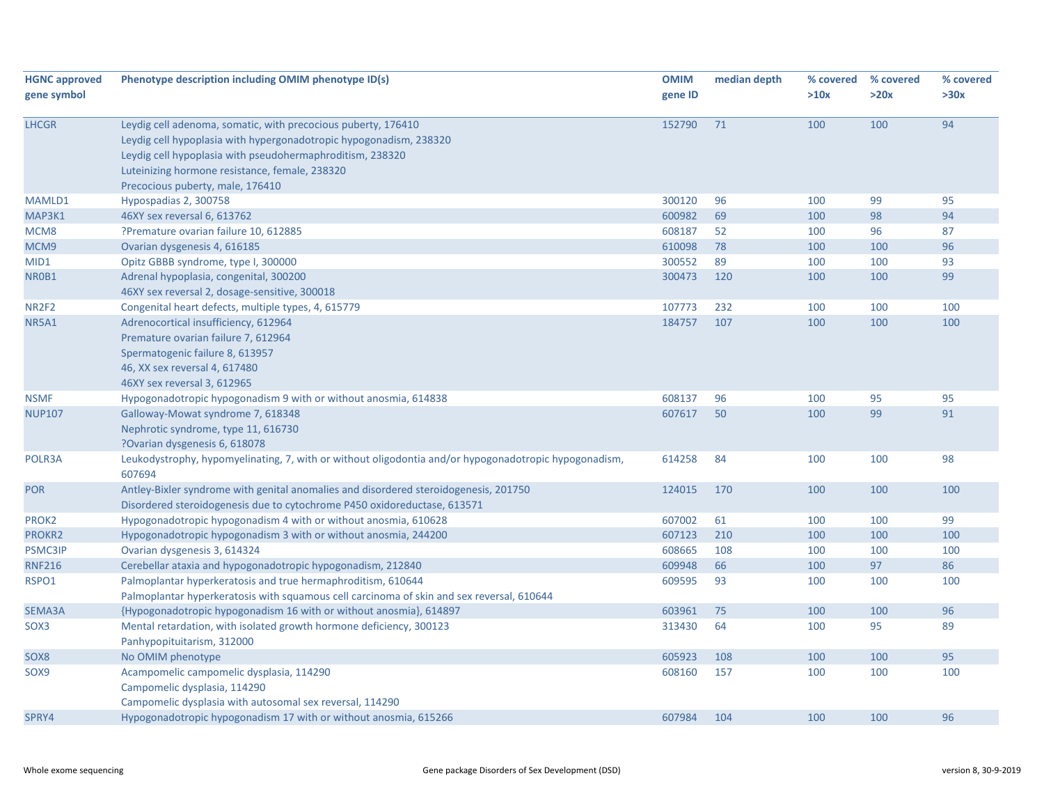| HGNC approved gene symbol | Phenotype description including OMIM phenotype ID(s) | OMIM gene ID | median depth | % covered >10x | % covered >20x | % covered >30x |
|---|---|---|---|---|---|---|
| LHCGR | Leydig cell adenoma, somatic, with precocious puberty, 176410<br>Leydig cell hypoplasia with hypergonadotropic hypogonadism, 238320<br>Leydig cell hypoplasia with pseudohermaphroditism, 238320<br>Luteinizing hormone resistance, female, 238320<br>Precocious puberty, male, 176410 | 152790 | 71 | 100 | 100 | 94 |
| MAMLD1 | Hypospadias 2, 300758 | 300120 | 96 | 100 | 99 | 95 |
| MAP3K1 | 46XY sex reversal 6, 613762 | 600982 | 69 | 100 | 98 | 94 |
| MCM8 | ?Premature ovarian failure 10, 612885 | 608187 | 52 | 100 | 96 | 87 |
| MCM9 | Ovarian dysgenesis 4, 616185 | 610098 | 78 | 100 | 100 | 96 |
| MID1 | Opitz GBBB syndrome, type I, 300000 | 300552 | 89 | 100 | 100 | 93 |
| NR0B1 | Adrenal hypoplasia, congenital, 300200<br>46XY sex reversal 2, dosage-sensitive, 300018 | 300473 | 120 | 100 | 100 | 99 |
| NR2F2 | Congenital heart defects, multiple types, 4, 615779 | 107773 | 232 | 100 | 100 | 100 |
| NR5A1 | Adrenocortical insufficiency, 612964<br>Premature ovarian failure 7, 612964<br>Spermatogenic failure 8, 613957<br>46, XX sex reversal 4, 617480<br>46XY sex reversal 3, 612965 | 184757 | 107 | 100 | 100 | 100 |
| NSMF | Hypogonadotropic hypogonadism 9 with or without anosmia, 614838 | 608137 | 96 | 100 | 95 | 95 |
| NUP107 | Galloway-Mowat syndrome 7, 618348<br>Nephrotic syndrome, type 11, 616730<br>?Ovarian dysgenesis 6, 618078 | 607617 | 50 | 100 | 99 | 91 |
| POLR3A | Leukodystrophy, hypomyelinating, 7, with or without oligodontia and/or hypogonadotropic hypogonadism, 607694 | 614258 | 84 | 100 | 100 | 98 |
| POR | Antley-Bixler syndrome with genital anomalies and disordered steroidogenesis, 201750<br>Disordered steroidogenesis due to cytochrome P450 oxidoreductase, 613571 | 124015 | 170 | 100 | 100 | 100 |
| PROK2 | Hypogonadotropic hypogonadism 4 with or without anosmia, 610628 | 607002 | 61 | 100 | 100 | 99 |
| PROKR2 | Hypogonadotropic hypogonadism 3 with or without anosmia, 244200 | 607123 | 210 | 100 | 100 | 100 |
| PSMC3IP | Ovarian dysgenesis 3, 614324 | 608665 | 108 | 100 | 100 | 100 |
| RNF216 | Cerebellar ataxia and hypogonadotropic hypogonadism, 212840 | 609948 | 66 | 100 | 97 | 86 |
| RSPO1 | Palmoplantar hyperkeratosis and true hermaphroditism, 610644<br>Palmoplantar hyperkeratosis with squamous cell carcinoma of skin and sex reversal, 610644 | 609595 | 93 | 100 | 100 | 100 |
| SEMA3A | {Hypogonadotropic hypogonadism 16 with or without anosmia}, 614897 | 603961 | 75 | 100 | 100 | 96 |
| SOX3 | Mental retardation, with isolated growth hormone deficiency, 300123<br>Panhypopituitarism, 312000 | 313430 | 64 | 100 | 95 | 89 |
| SOX8 | No OMIM phenotype | 605923 | 108 | 100 | 100 | 95 |
| SOX9 | Acampomelic campomelic dysplasia, 114290<br>Campomelic dysplasia, 114290<br>Campomelic dysplasia with autosomal sex reversal, 114290 | 608160 | 157 | 100 | 100 | 100 |
| SPRY4 | Hypogonadotropic hypogonadism 17 with or without anosmia, 615266 | 607984 | 104 | 100 | 100 | 96 |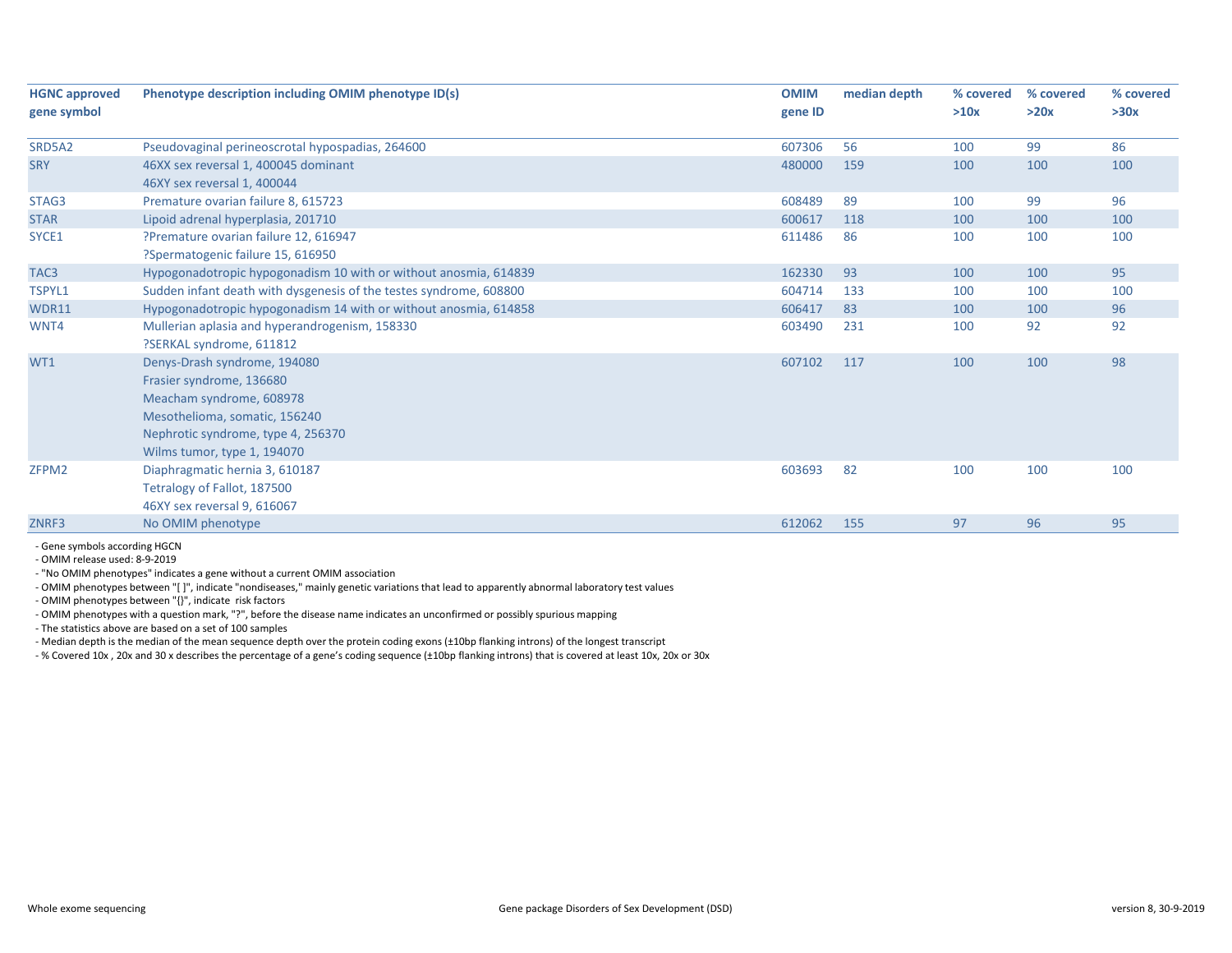| HGNC approved gene symbol | Phenotype description including OMIM phenotype ID(s) | OMIM gene ID | median depth | % covered >10x | % covered >20x | % covered >30x |
|---|---|---|---|---|---|---|
| SRD5A2 | Pseudovaginal perineoscrotal hypospadias, 264600 | 607306 | 56 | 100 | 99 | 86 |
| SRY | 46XX sex reversal 1, 400045 dominant<br>46XY sex reversal 1, 400044 | 480000 | 159 | 100 | 100 | 100 |
| STAG3 | Premature ovarian failure 8, 615723 | 608489 | 89 | 100 | 99 | 96 |
| STAR | Lipoid adrenal hyperplasia, 201710 | 600617 | 118 | 100 | 100 | 100 |
| SYCE1 | ?Premature ovarian failure 12, 616947<br>?Spermatogenic failure 15, 616950 | 611486 | 86 | 100 | 100 | 100 |
| TAC3 | Hypogonadotropic hypogonadism 10 with or without anosmia, 614839 | 162330 | 93 | 100 | 100 | 95 |
| TSPYL1 | Sudden infant death with dysgenesis of the testes syndrome, 608800 | 604714 | 133 | 100 | 100 | 100 |
| WDR11 | Hypogonadotropic hypogonadism 14 with or without anosmia, 614858 | 606417 | 83 | 100 | 100 | 96 |
| WNT4 | Mullerian aplasia and hyperandrogenism, 158330<br>?SERKAL syndrome, 611812 | 603490 | 231 | 100 | 92 | 92 |
| WT1 | Denys-Drash syndrome, 194080<br>Frasier syndrome, 136680<br>Meacham syndrome, 608978<br>Mesothelioma, somatic, 156240<br>Nephrotic syndrome, type 4, 256370<br>Wilms tumor, type 1, 194070 | 607102 | 117 | 100 | 100 | 98 |
| ZFPM2 | Diaphragmatic hernia 3, 610187<br>Tetralogy of Fallot, 187500<br>46XY sex reversal 9, 616067 | 603693 | 82 | 100 | 100 | 100 |
| ZNRF3 | No OMIM phenotype | 612062 | 155 | 97 | 96 | 95 |

- Gene symbols according HGCN
- OMIM release used: 8-9-2019
- "No OMIM phenotypes" indicates a gene without a current OMIM association
- OMIM phenotypes between "[ ]", indicate "nondiseases," mainly genetic variations that lead to apparently abnormal laboratory test values
- OMIM phenotypes between "{}", indicate risk factors
- OMIM phenotypes with a question mark, "?", before the disease name indicates an unconfirmed or possibly spurious mapping
- The statistics above are based on a set of 100 samples
- Median depth is the median of the mean sequence depth over the protein coding exons (±10bp flanking introns) of the longest transcript
- % Covered 10x , 20x and 30 x describes the percentage of a gene's coding sequence (±10bp flanking introns) that is covered at least 10x, 20x or 30x